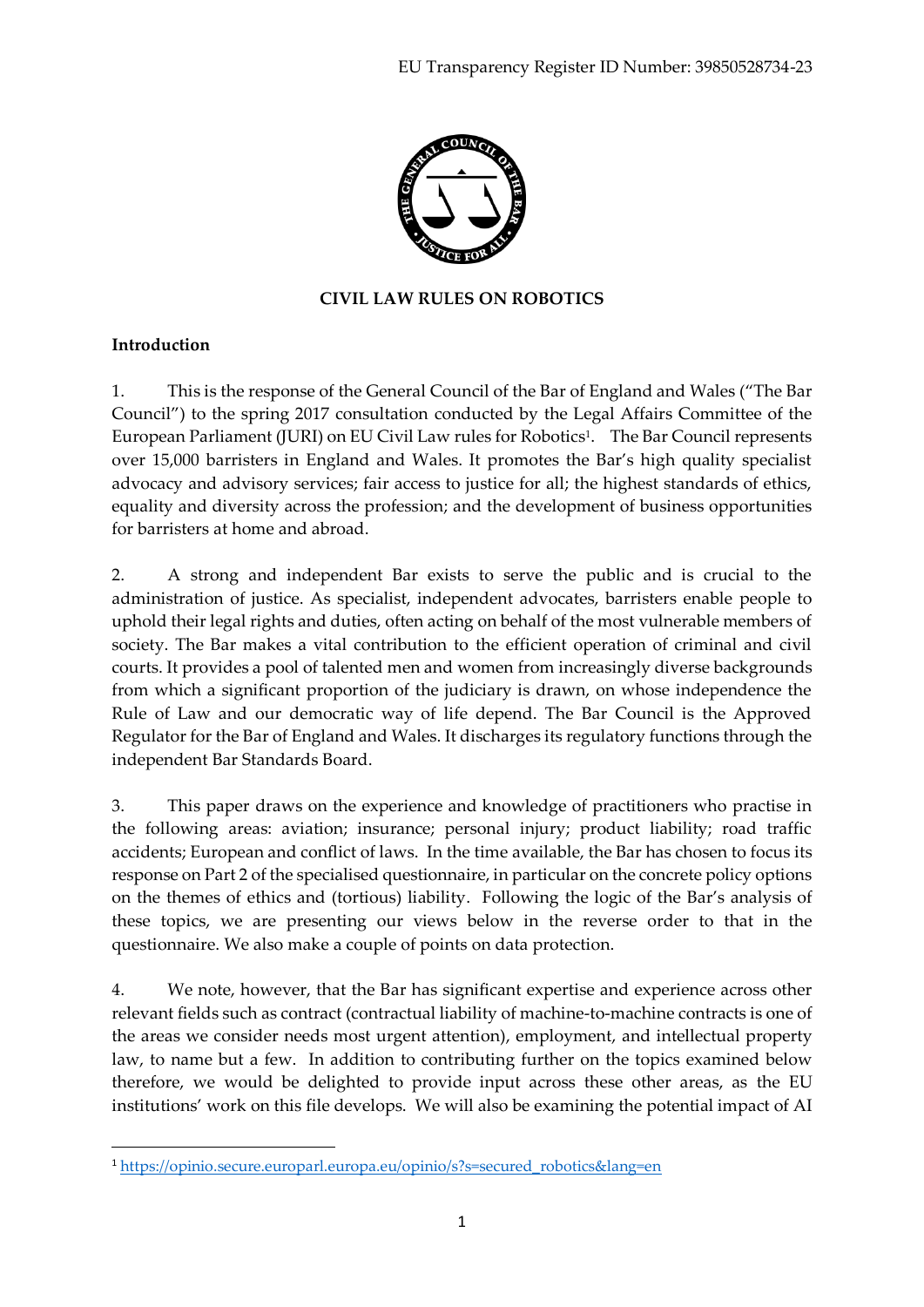EU Transparency Register ID Number: 39850528734-23

**CIVIL LAW RULES ON ROBOTICS**

**Introduction**

1. This is the response of the General Council of the Bar of England and Wales ("The Bar Council") to the spring 2017 consultation conducted by the Legal Affairs Committee of the European Parliament (JURI) on EU Civil Law rules for Robotics[1]. The Bar Council represents over 15,000 barristers in England and Wales. It promotes the Bar's high quality specialist advocacy and advisory services; fair access to justice for all; the highest standards of ethics, equality and diversity across the profession; and the development of business opportunities for barristers at home and abroad.

2. A strong and independent Bar exists to serve the public and is crucial to the administration of justice. As specialist, independent advocates, barristers enable people to uphold their legal rights and duties, often acting on behalf of the most vulnerable members of society. The Bar makes a vital contribution to the efficient operation of criminal and civil courts. It provides a pool of talented men and women from increasingly diverse backgrounds from which a significant proportion of the judiciary is drawn, on whose independence the Rule of Law and our democratic way of life depend. The Bar Council is the Approved Regulator for the Bar of England and Wales. It discharges its regulatory functions through the independent Bar Standards Board.

3. This paper draws on the experience and knowledge of practitioners who practise in the following areas: aviation; insurance; personal injury; product liability; road traffic accidents; European and conflict of laws. In the time available, the Bar has chosen to focus its response on Part 2 of the specialised questionnaire, in particular on the concrete policy options on the themes of ethics and (tortious) liability. Following the logic of the Bar's analysis of these topics, we are presenting our views below in the reverse order to that in the questionnaire. We also make a couple of points on data protection.

4. We note, however, that the Bar has significant expertise and experience across other relevant fields such as contract (contractual liability of machine-to-machine contracts is one of the areas we consider needs most urgent attention), employment, and intellectual property law, to name but a few. In addition to contributing further on the topics examined below therefore, we would be delighted to provide input across these other areas, as the EU institutions' work on this file develops. We will also be examining the potential impact of AI

---

[1] https://opinio.secure.europarl.europa.eu/opinio/s?s=secured_robotics&lang=en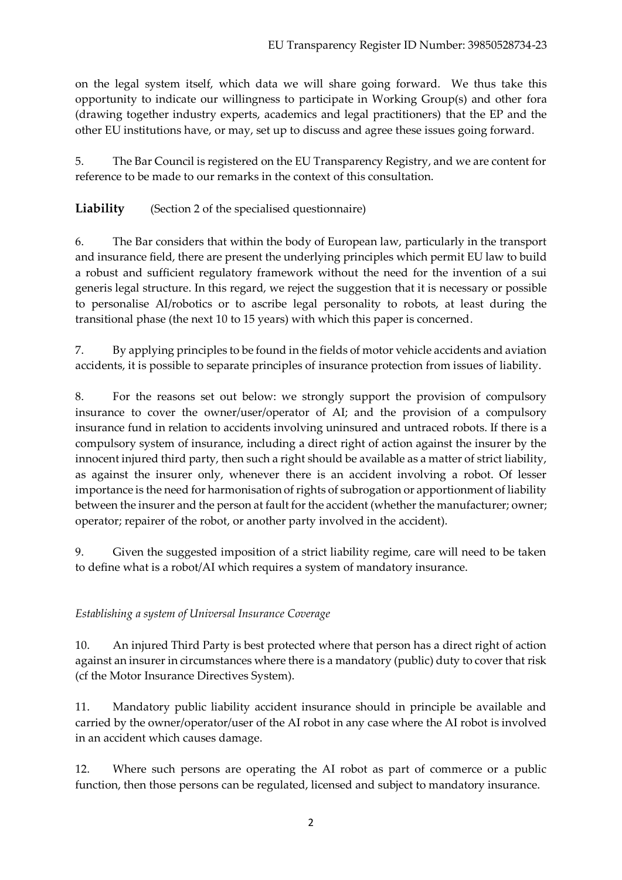on the legal system itself, which data we will share going forward. We thus take this opportunity to indicate our willingness to participate in Working Group(s) and other fora (drawing together industry experts, academics and legal practitioners) that the EP and the other EU institutions have, or may, set up to discuss and agree these issues going forward.

5. The Bar Council is registered on the EU Transparency Registry, and we are content for reference to be made to our remarks in the context of this consultation.

## Liability (Section 2 of the specialised questionnaire)

6. The Bar considers that within the body of European law, particularly in the transport and insurance field, there are present the underlying principles which permit EU law to build a robust and sufficient regulatory framework without the need for the invention of a sui generis legal structure. In this regard, we reject the suggestion that it is necessary or possible to personalise AI/robotics or to ascribe legal personality to robots, at least during the transitional phase (the next 10 to 15 years) with which this paper is concerned.

7. By applying principles to be found in the fields of motor vehicle accidents and aviation accidents, it is possible to separate principles of insurance protection from issues of liability.

8. For the reasons set out below: we strongly support the provision of compulsory insurance to cover the owner/user/operator of AI; and the provision of a compulsory insurance fund in relation to accidents involving uninsured and untraced robots. If there is a compulsory system of insurance, including a direct right of action against the insurer by the innocent injured third party, then such a right should be available as a matter of strict liability, as against the insurer only, whenever there is an accident involving a robot. Of lesser importance is the need for harmonisation of rights of subrogation or apportionment of liability between the insurer and the person at fault for the accident (whether the manufacturer; owner; operator; repairer of the robot, or another party involved in the accident).

9. Given the suggested imposition of a strict liability regime, care will need to be taken to define what is a robot/AI which requires a system of mandatory insurance.

*Establishing a system of Universal Insurance Coverage*

10. An injured Third Party is best protected where that person has a direct right of action against an insurer in circumstances where there is a mandatory (public) duty to cover that risk (cf the Motor Insurance Directives System).

11. Mandatory public liability accident insurance should in principle be available and carried by the owner/operator/user of the AI robot in any case where the AI robot is involved in an accident which causes damage.

12. Where such persons are operating the AI robot as part of commerce or a public function, then those persons can be regulated, licensed and subject to mandatory insurance.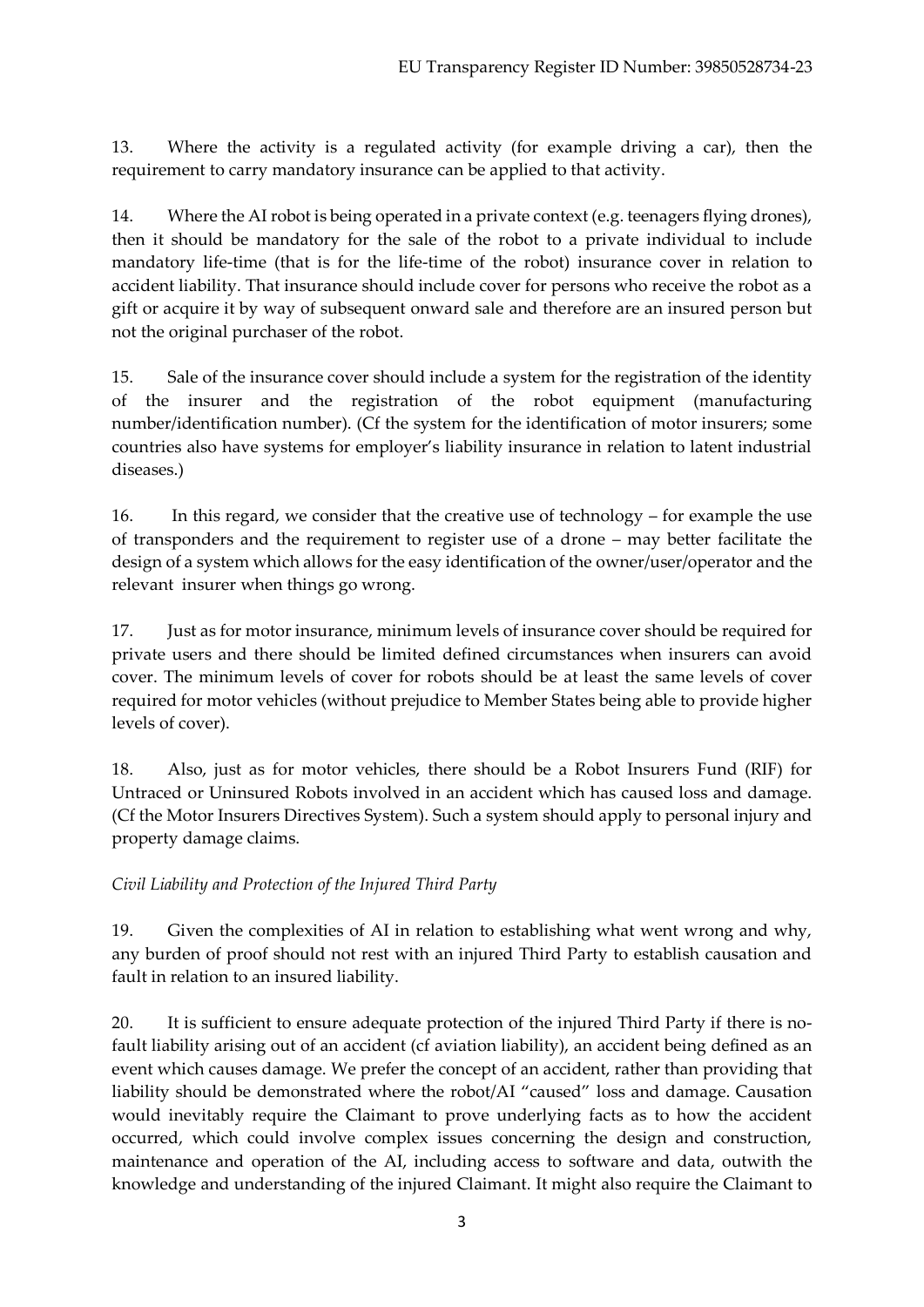13. Where the activity is a regulated activity (for example driving a car), then the requirement to carry mandatory insurance can be applied to that activity.

14. Where the AI robot is being operated in a private context (e.g. teenagers flying drones), then it should be mandatory for the sale of the robot to a private individual to include mandatory life-time (that is for the life-time of the robot) insurance cover in relation to accident liability. That insurance should include cover for persons who receive the robot as a gift or acquire it by way of subsequent onward sale and therefore are an insured person but not the original purchaser of the robot.

15. Sale of the insurance cover should include a system for the registration of the identity of the insurer and the registration of the robot equipment (manufacturing number/identification number). (Cf the system for the identification of motor insurers; some countries also have systems for employer's liability insurance in relation to latent industrial diseases.)

16. In this regard, we consider that the creative use of technology – for example the use of transponders and the requirement to register use of a drone – may better facilitate the design of a system which allows for the easy identification of the owner/user/operator and the relevant insurer when things go wrong.

17. Just as for motor insurance, minimum levels of insurance cover should be required for private users and there should be limited defined circumstances when insurers can avoid cover. The minimum levels of cover for robots should be at least the same levels of cover required for motor vehicles (without prejudice to Member States being able to provide higher levels of cover).

18. Also, just as for motor vehicles, there should be a Robot Insurers Fund (RIF) for Untraced or Uninsured Robots involved in an accident which has caused loss and damage. (Cf the Motor Insurers Directives System). Such a system should apply to personal injury and property damage claims.

*Civil Liability and Protection of the Injured Third Party*

19. Given the complexities of AI in relation to establishing what went wrong and why, any burden of proof should not rest with an injured Third Party to establish causation and fault in relation to an insured liability.

20. It is sufficient to ensure adequate protection of the injured Third Party if there is no-fault liability arising out of an accident (cf aviation liability), an accident being defined as an event which causes damage. We prefer the concept of an accident, rather than providing that liability should be demonstrated where the robot/AI "caused" loss and damage. Causation would inevitably require the Claimant to prove underlying facts as to how the accident occurred, which could involve complex issues concerning the design and construction, maintenance and operation of the AI, including access to software and data, outwith the knowledge and understanding of the injured Claimant. It might also require the Claimant to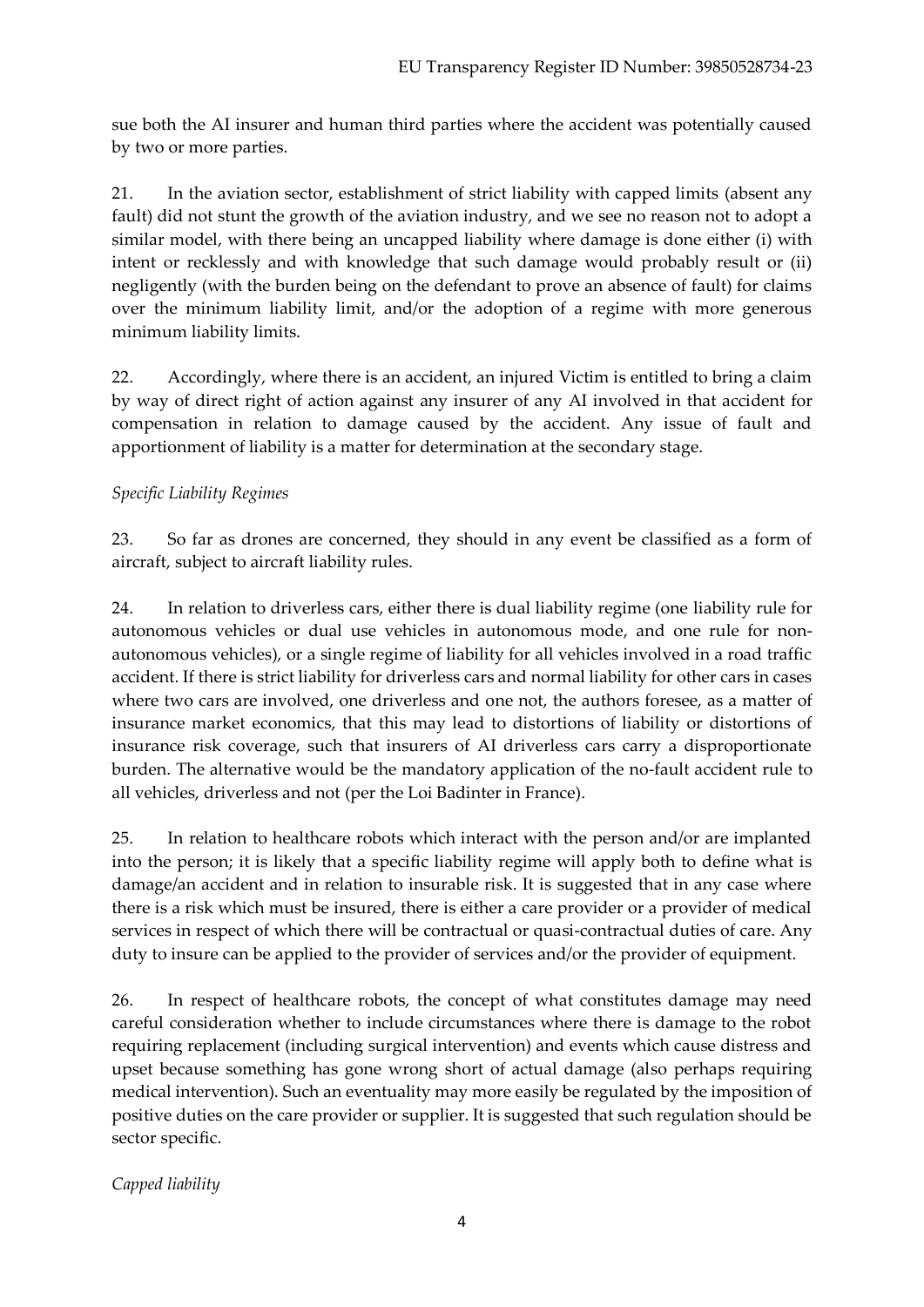sue both the AI insurer and human third parties where the accident was potentially caused by two or more parties.

21. In the aviation sector, establishment of strict liability with capped limits (absent any fault) did not stunt the growth of the aviation industry, and we see no reason not to adopt a similar model, with there being an uncapped liability where damage is done either (i) with intent or recklessly and with knowledge that such damage would probably result or (ii) negligently (with the burden being on the defendant to prove an absence of fault) for claims over the minimum liability limit, and/or the adoption of a regime with more generous minimum liability limits.

22. Accordingly, where there is an accident, an injured Victim is entitled to bring a claim by way of direct right of action against any insurer of any AI involved in that accident for compensation in relation to damage caused by the accident. Any issue of fault and apportionment of liability is a matter for determination at the secondary stage.

*Specific Liability Regimes*

23. So far as drones are concerned, they should in any event be classified as a form of aircraft, subject to aircraft liability rules.

24. In relation to driverless cars, either there is dual liability regime (one liability rule for autonomous vehicles or dual use vehicles in autonomous mode, and one rule for non-autonomous vehicles), or a single regime of liability for all vehicles involved in a road traffic accident. If there is strict liability for driverless cars and normal liability for other cars in cases where two cars are involved, one driverless and one not, the authors foresee, as a matter of insurance market economics, that this may lead to distortions of liability or distortions of insurance risk coverage, such that insurers of AI driverless cars carry a disproportionate burden. The alternative would be the mandatory application of the no-fault accident rule to all vehicles, driverless and not (per the Loi Badinter in France).

25. In relation to healthcare robots which interact with the person and/or are implanted into the person; it is likely that a specific liability regime will apply both to define what is damage/an accident and in relation to insurable risk. It is suggested that in any case where there is a risk which must be insured, there is either a care provider or a provider of medical services in respect of which there will be contractual or quasi-contractual duties of care. Any duty to insure can be applied to the provider of services and/or the provider of equipment.

26. In respect of healthcare robots, the concept of what constitutes damage may need careful consideration whether to include circumstances where there is damage to the robot requiring replacement (including surgical intervention) and events which cause distress and upset because something has gone wrong short of actual damage (also perhaps requiring medical intervention). Such an eventuality may more easily be regulated by the imposition of positive duties on the care provider or supplier. It is suggested that such regulation should be sector specific.

*Capped liability*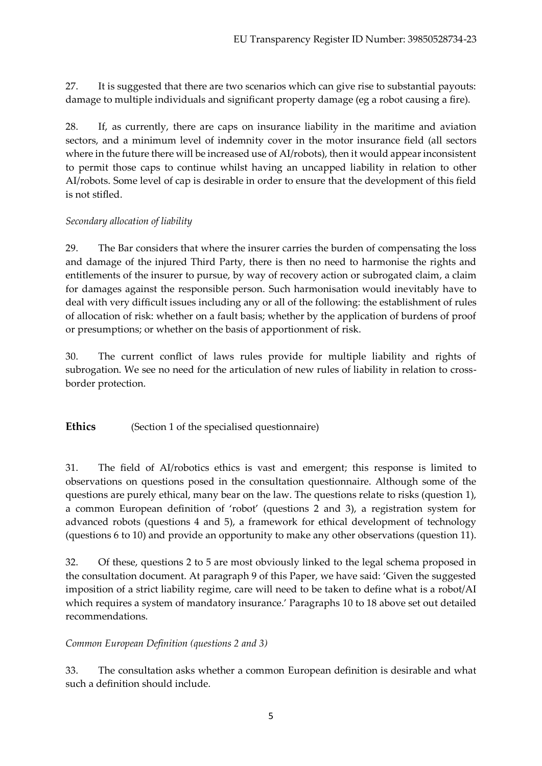27. It is suggested that there are two scenarios which can give rise to substantial payouts: damage to multiple individuals and significant property damage (eg a robot causing a fire).

28. If, as currently, there are caps on insurance liability in the maritime and aviation sectors, and a minimum level of indemnity cover in the motor insurance field (all sectors where in the future there will be increased use of AI/robots), then it would appear inconsistent to permit those caps to continue whilst having an uncapped liability in relation to other AI/robots. Some level of cap is desirable in order to ensure that the development of this field is not stifled.

*Secondary allocation of liability*

29. The Bar considers that where the insurer carries the burden of compensating the loss and damage of the injured Third Party, there is then no need to harmonise the rights and entitlements of the insurer to pursue, by way of recovery action or subrogated claim, a claim for damages against the responsible person. Such harmonisation would inevitably have to deal with very difficult issues including any or all of the following: the establishment of rules of allocation of risk: whether on a fault basis; whether by the application of burdens of proof or presumptions; or whether on the basis of apportionment of risk.

30. The current conflict of laws rules provide for multiple liability and rights of subrogation. We see no need for the articulation of new rules of liability in relation to cross-border protection.

## **Ethics** (Section 1 of the specialised questionnaire)

31. The field of AI/robotics ethics is vast and emergent; this response is limited to observations on questions posed in the consultation questionnaire. Although some of the questions are purely ethical, many bear on the law. The questions relate to risks (question 1), a common European definition of 'robot' (questions 2 and 3), a registration system for advanced robots (questions 4 and 5), a framework for ethical development of technology (questions 6 to 10) and provide an opportunity to make any other observations (question 11).

32. Of these, questions 2 to 5 are most obviously linked to the legal schema proposed in the consultation document. At paragraph 9 of this Paper, we have said: 'Given the suggested imposition of a strict liability regime, care will need to be taken to define what is a robot/AI which requires a system of mandatory insurance.' Paragraphs 10 to 18 above set out detailed recommendations.

*Common European Definition (questions 2 and 3)*

33. The consultation asks whether a common European definition is desirable and what such a definition should include.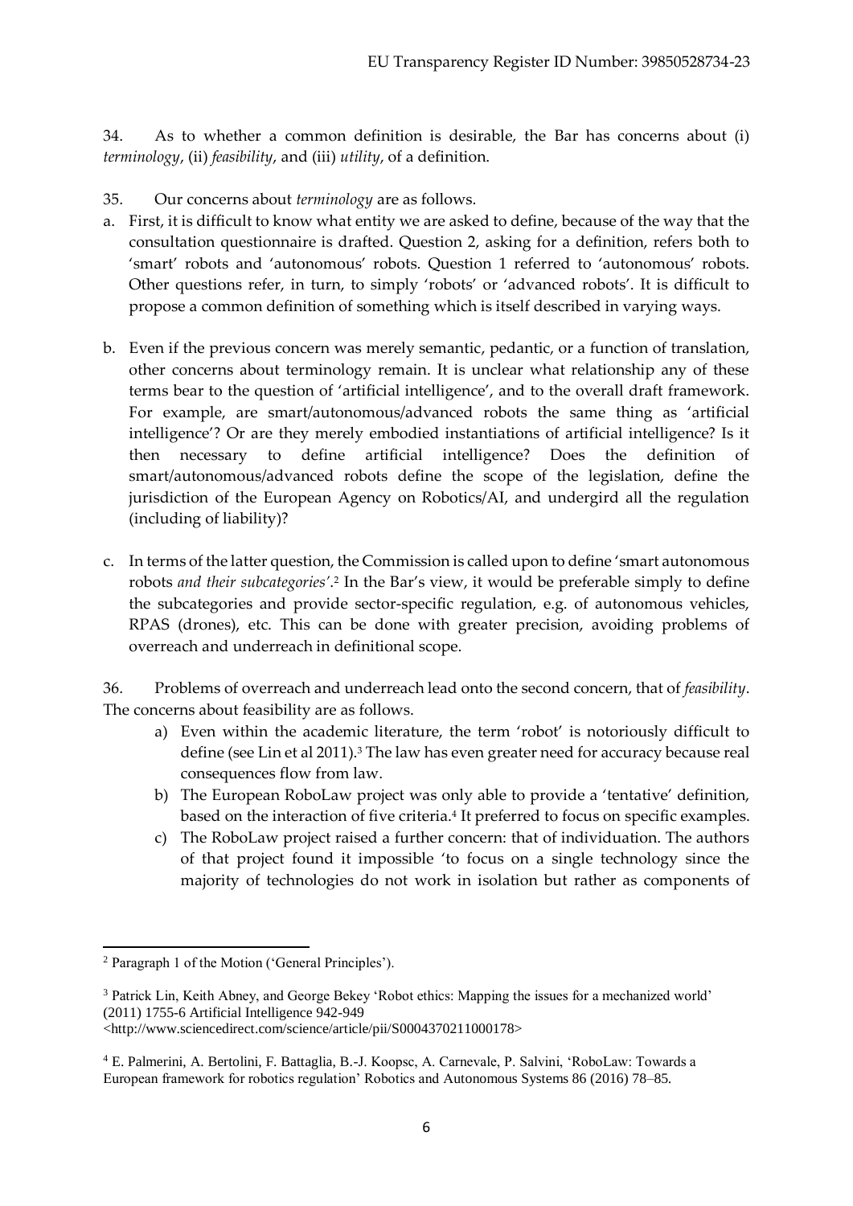34. As to whether a common definition is desirable, the Bar has concerns about (i) *terminology*, (ii) *feasibility*, and (iii) *utility*, of a definition.

35. Our concerns about *terminology* are as follows.

a. First, it is difficult to know what entity we are asked to define, because of the way that the consultation questionnaire is drafted. Question 2, asking for a definition, refers both to 'smart' robots and 'autonomous' robots. Question 1 referred to 'autonomous' robots. Other questions refer, in turn, to simply 'robots' or 'advanced robots'. It is difficult to propose a common definition of something which is itself described in varying ways.

b. Even if the previous concern was merely semantic, pedantic, or a function of translation, other concerns about terminology remain. It is unclear what relationship any of these terms bear to the question of 'artificial intelligence', and to the overall draft framework. For example, are smart/autonomous/advanced robots the same thing as 'artificial intelligence'? Or are they merely embodied instantiations of artificial intelligence? Is it then necessary to define artificial intelligence? Does the definition of smart/autonomous/advanced robots define the scope of the legislation, define the jurisdiction of the European Agency on Robotics/AI, and undergird all the regulation (including of liability)?

c. In terms of the latter question, the Commission is called upon to define 'smart autonomous robots *and their subcategories*'.[2] In the Bar's view, it would be preferable simply to define the subcategories and provide sector-specific regulation, e.g. of autonomous vehicles, RPAS (drones), etc. This can be done with greater precision, avoiding problems of overreach and underreach in definitional scope.

36. Problems of overreach and underreach lead onto the second concern, that of *feasibility*. The concerns about feasibility are as follows.

a) Even within the academic literature, the term 'robot' is notoriously difficult to define (see Lin et al 2011).[3] The law has even greater need for accuracy because real consequences flow from law.

b) The European RoboLaw project was only able to provide a 'tentative' definition, based on the interaction of five criteria.[4] It preferred to focus on specific examples.

c) The RoboLaw project raised a further concern: that of individuation. The authors of that project found it impossible 'to focus on a single technology since the majority of technologies do not work in isolation but rather as components of

---

[2] Paragraph 1 of the Motion ('General Principles').

[3] Patrick Lin, Keith Abney, and George Bekey 'Robot ethics: Mapping the issues for a mechanized world' (2011) 1755-6 Artificial Intelligence 942-949 <http://www.sciencedirect.com/science/article/pii/S0004370211000178>

[4] E. Palmerini, A. Bertolini, F. Battaglia, B.-J. Koopsc, A. Carnevale, P. Salvini, 'RoboLaw: Towards a European framework for robotics regulation' Robotics and Autonomous Systems 86 (2016) 78–85.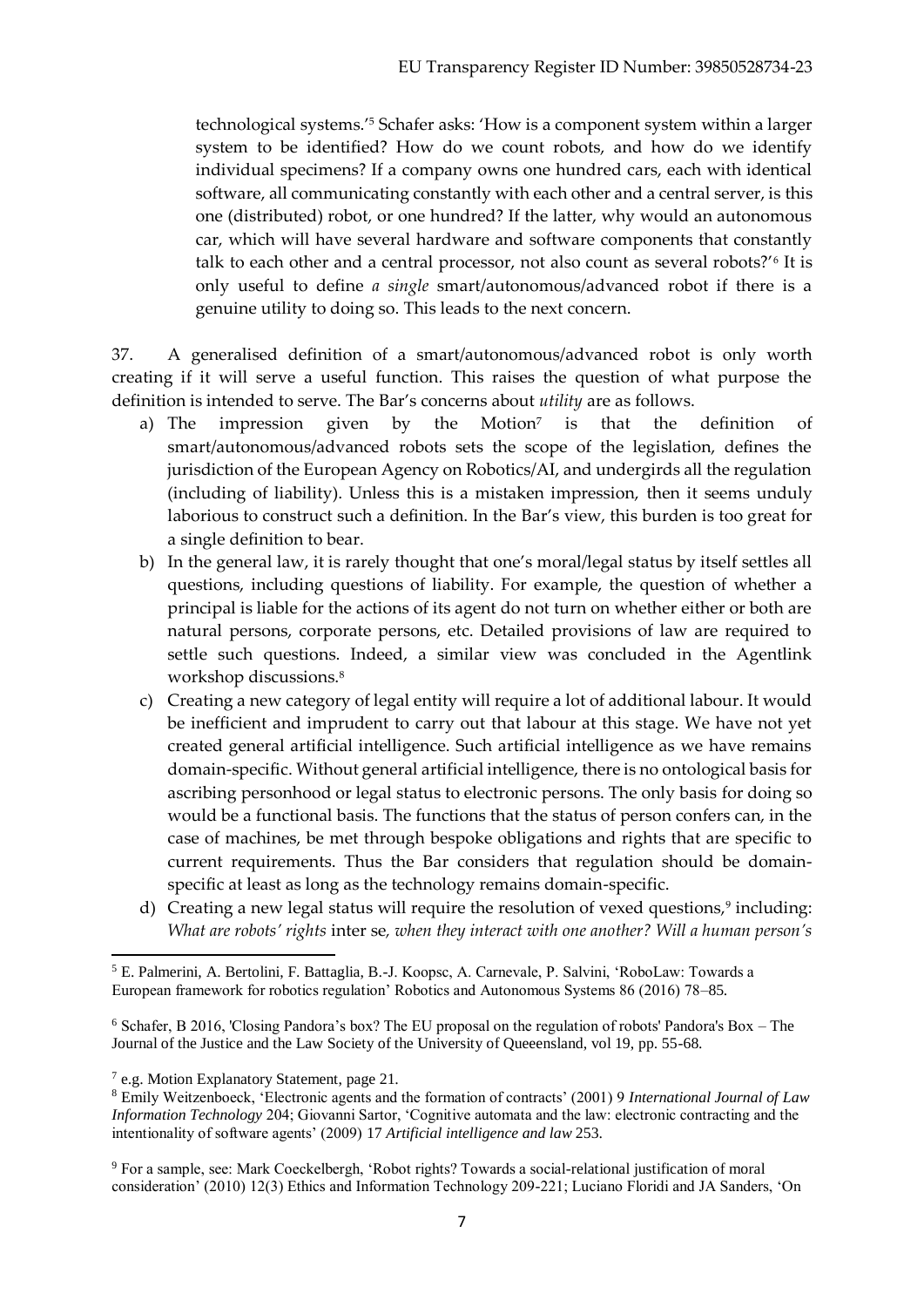technological systems.'[5] Schafer asks: 'How is a component system within a larger system to be identified? How do we count robots, and how do we identify individual specimens? If a company owns one hundred cars, each with identical software, all communicating constantly with each other and a central server, is this one (distributed) robot, or one hundred? If the latter, why would an autonomous car, which will have several hardware and software components that constantly talk to each other and a central processor, not also count as several robots?'[6] It is only useful to define *a single* smart/autonomous/advanced robot if there is a genuine utility to doing so. This leads to the next concern.

37. A generalised definition of a smart/autonomous/advanced robot is only worth creating if it will serve a useful function. This raises the question of what purpose the definition is intended to serve. The Bar's concerns about *utility* are as follows.

a) The impression given by the Motion[7] is that the definition of smart/autonomous/advanced robots sets the scope of the legislation, defines the jurisdiction of the European Agency on Robotics/AI, and undergirds all the regulation (including of liability). Unless this is a mistaken impression, then it seems unduly laborious to construct such a definition. In the Bar's view, this burden is too great for a single definition to bear.

b) In the general law, it is rarely thought that one's moral/legal status by itself settles all questions, including questions of liability. For example, the question of whether a principal is liable for the actions of its agent do not turn on whether either or both are natural persons, corporate persons, etc. Detailed provisions of law are required to settle such questions. Indeed, a similar view was concluded in the Agentlink workshop discussions.[8]

c) Creating a new category of legal entity will require a lot of additional labour. It would be inefficient and imprudent to carry out that labour at this stage. We have not yet created general artificial intelligence. Such artificial intelligence as we have remains domain-specific. Without general artificial intelligence, there is no ontological basis for ascribing personhood or legal status to electronic persons. The only basis for doing so would be a functional basis. The functions that the status of person confers can, in the case of machines, be met through bespoke obligations and rights that are specific to current requirements. Thus the Bar considers that regulation should be domain-specific at least as long as the technology remains domain-specific.

d) Creating a new legal status will require the resolution of vexed questions,[9] including: *What are robots' rights* inter se*, when they interact with one another? Will a human person's*

---

[5] E. Palmerini, A. Bertolini, F. Battaglia, B.-J. Koopsc, A. Carnevale, P. Salvini, 'RoboLaw: Towards a European framework for robotics regulation' Robotics and Autonomous Systems 86 (2016) 78–85.

[6] Schafer, B 2016, 'Closing Pandora's box? The EU proposal on the regulation of robots' Pandora's Box – The Journal of the Justice and the Law Society of the University of Queeensland, vol 19, pp. 55-68.

[7] e.g. Motion Explanatory Statement, page 21.

[8] Emily Weitzenboeck, 'Electronic agents and the formation of contracts' (2001) 9 *International Journal of Law Information Technology* 204; Giovanni Sartor, 'Cognitive automata and the law: electronic contracting and the intentionality of software agents' (2009) 17 *Artificial intelligence and law* 253.

[9] For a sample, see: Mark Coeckelbergh, 'Robot rights? Towards a social-relational justification of moral consideration' (2010) 12(3) Ethics and Information Technology 209-221; Luciano Floridi and JA Sanders, 'On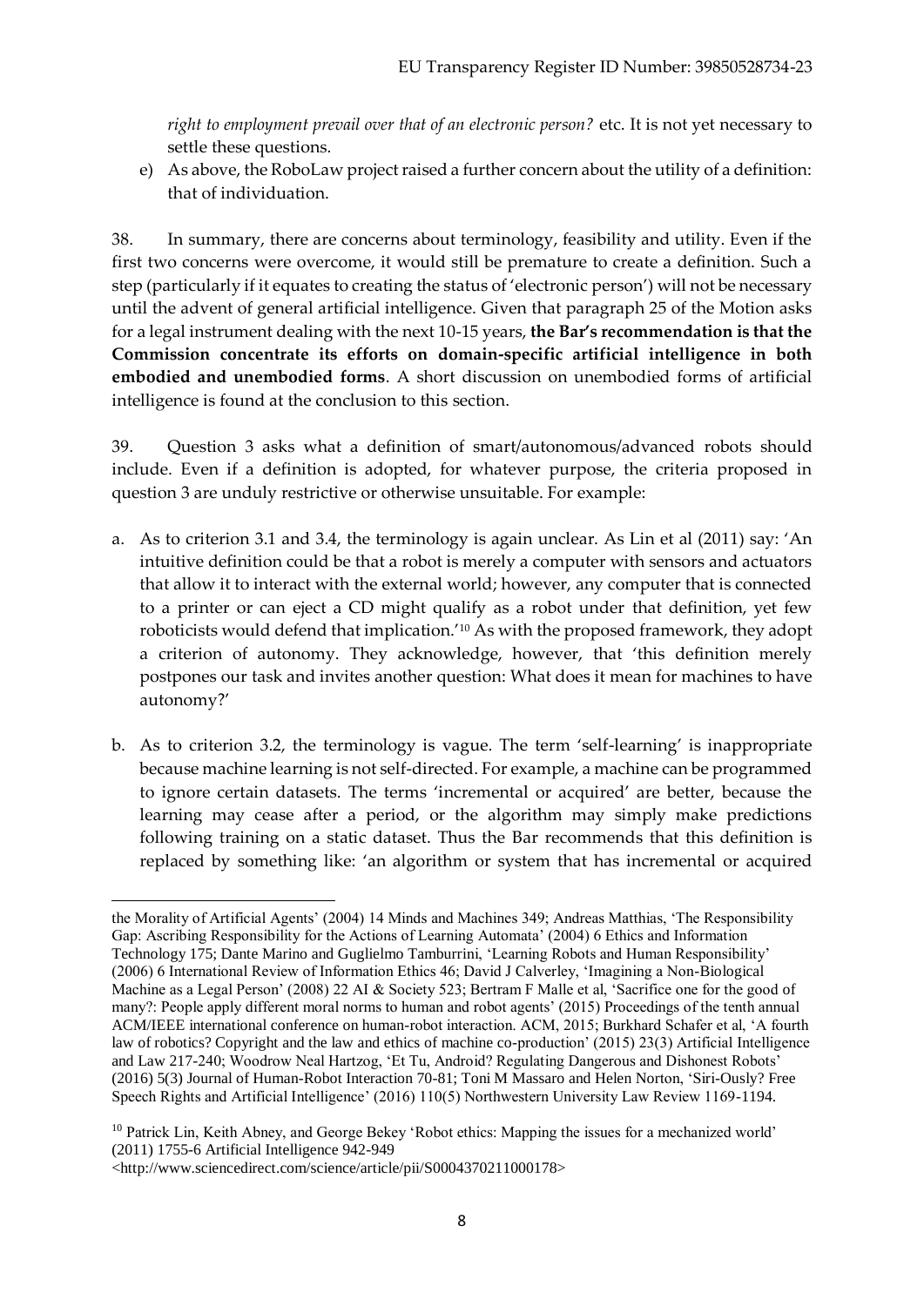*right to employment prevail over that of an electronic person?* etc. It is not yet necessary to settle these questions.

e) As above, the RoboLaw project raised a further concern about the utility of a definition: that of individuation.

38. In summary, there are concerns about terminology, feasibility and utility. Even if the first two concerns were overcome, it would still be premature to create a definition. Such a step (particularly if it equates to creating the status of 'electronic person') will not be necessary until the advent of general artificial intelligence. Given that paragraph 25 of the Motion asks for a legal instrument dealing with the next 10-15 years, **the Bar's recommendation is that the Commission concentrate its efforts on domain-specific artificial intelligence in both embodied and unembodied forms**. A short discussion on unembodied forms of artificial intelligence is found at the conclusion to this section.

39. Question 3 asks what a definition of smart/autonomous/advanced robots should include. Even if a definition is adopted, for whatever purpose, the criteria proposed in question 3 are unduly restrictive or otherwise unsuitable. For example:

a. As to criterion 3.1 and 3.4, the terminology is again unclear. As Lin et al (2011) say: 'An intuitive definition could be that a robot is merely a computer with sensors and actuators that allow it to interact with the external world; however, any computer that is connected to a printer or can eject a CD might qualify as a robot under that definition, yet few roboticists would defend that implication.'[10] As with the proposed framework, they adopt a criterion of autonomy. They acknowledge, however, that 'this definition merely postpones our task and invites another question: What does it mean for machines to have autonomy?'

b. As to criterion 3.2, the terminology is vague. The term 'self-learning' is inappropriate because machine learning is not self-directed. For example, a machine can be programmed to ignore certain datasets. The terms 'incremental or acquired' are better, because the learning may cease after a period, or the algorithm may simply make predictions following training on a static dataset. Thus the Bar recommends that this definition is replaced by something like: 'an algorithm or system that has incremental or acquired

---

the Morality of Artificial Agents' (2004) 14 Minds and Machines 349; Andreas Matthias, 'The Responsibility Gap: Ascribing Responsibility for the Actions of Learning Automata' (2004) 6 Ethics and Information Technology 175; Dante Marino and Guglielmo Tamburrini, 'Learning Robots and Human Responsibility' (2006) 6 International Review of Information Ethics 46; David J Calverley, 'Imagining a Non-Biological Machine as a Legal Person' (2008) 22 AI & Society 523; Bertram F Malle et al, 'Sacrifice one for the good of many?: People apply different moral norms to human and robot agents' (2015) Proceedings of the tenth annual ACM/IEEE international conference on human-robot interaction. ACM, 2015; Burkhard Schafer et al, 'A fourth law of robotics? Copyright and the law and ethics of machine co-production' (2015) 23(3) Artificial Intelligence and Law 217-240; Woodrow Neal Hartzog, 'Et Tu, Android? Regulating Dangerous and Dishonest Robots' (2016) 5(3) Journal of Human-Robot Interaction 70-81; Toni M Massaro and Helen Norton, 'Siri-Ously? Free Speech Rights and Artificial Intelligence' (2016) 110(5) Northwestern University Law Review 1169-1194.

[10] Patrick Lin, Keith Abney, and George Bekey 'Robot ethics: Mapping the issues for a mechanized world' (2011) 1755-6 Artificial Intelligence 942-949 <http://www.sciencedirect.com/science/article/pii/S0004370211000178>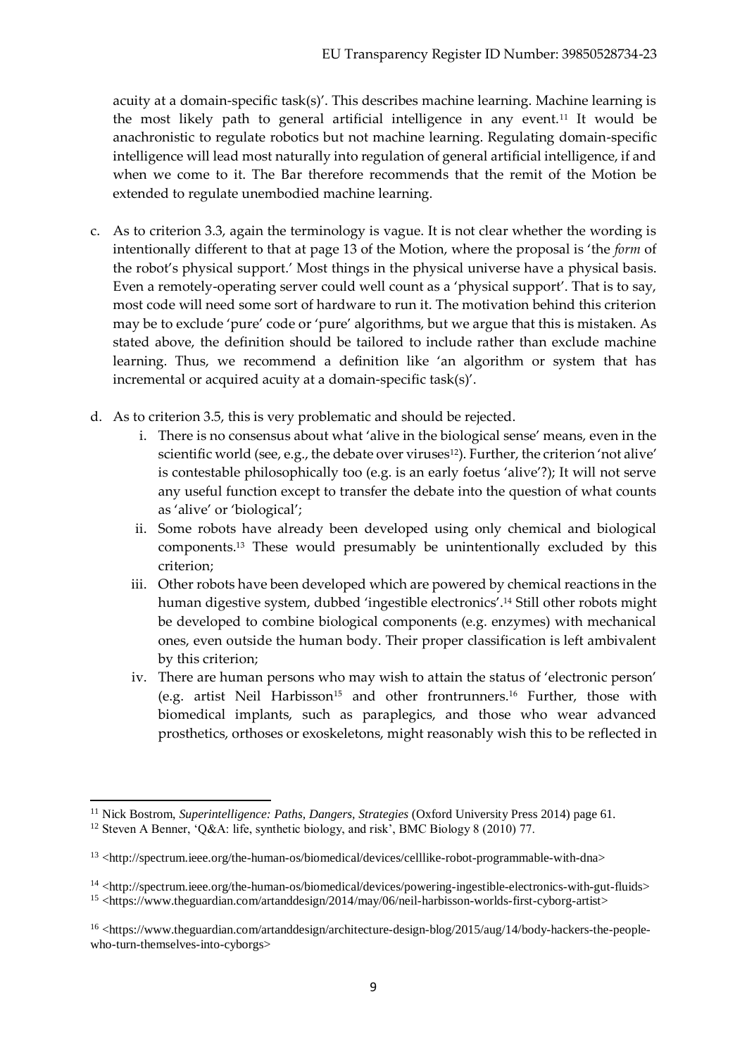acuity at a domain-specific task(s)'. This describes machine learning. Machine learning is the most likely path to general artificial intelligence in any event.[11] It would be anachronistic to regulate robotics but not machine learning. Regulating domain-specific intelligence will lead most naturally into regulation of general artificial intelligence, if and when we come to it. The Bar therefore recommends that the remit of the Motion be extended to regulate unembodied machine learning.

c. As to criterion 3.3, again the terminology is vague. It is not clear whether the wording is intentionally different to that at page 13 of the Motion, where the proposal is 'the *form* of the robot's physical support.' Most things in the physical universe have a physical basis. Even a remotely-operating server could well count as a 'physical support'. That is to say, most code will need some sort of hardware to run it. The motivation behind this criterion may be to exclude 'pure' code or 'pure' algorithms, but we argue that this is mistaken. As stated above, the definition should be tailored to include rather than exclude machine learning. Thus, we recommend a definition like 'an algorithm or system that has incremental or acquired acuity at a domain-specific task(s)'.

d. As to criterion 3.5, this is very problematic and should be rejected.
   i. There is no consensus about what 'alive in the biological sense' means, even in the scientific world (see, e.g., the debate over viruses[12]). Further, the criterion 'not alive' is contestable philosophically too (e.g. is an early foetus 'alive'?); It will not serve any useful function except to transfer the debate into the question of what counts as 'alive' or 'biological';
   ii. Some robots have already been developed using only chemical and biological components.[13] These would presumably be unintentionally excluded by this criterion;
   iii. Other robots have been developed which are powered by chemical reactions in the human digestive system, dubbed 'ingestible electronics'.[14] Still other robots might be developed to combine biological components (e.g. enzymes) with mechanical ones, even outside the human body. Their proper classification is left ambivalent by this criterion;
   iv. There are human persons who may wish to attain the status of 'electronic person' (e.g. artist Neil Harbisson[15] and other frontrunners.[16] Further, those with biomedical implants, such as paraplegics, and those who wear advanced prosthetics, orthoses or exoskeletons, might reasonably wish this to be reflected in

---

[11] Nick Bostrom, *Superintelligence: Paths, Dangers, Strategies* (Oxford University Press 2014) page 61.

[12] Steven A Benner, 'Q&A: life, synthetic biology, and risk', BMC Biology 8 (2010) 77.

[13] <http://spectrum.ieee.org/the-human-os/biomedical/devices/celllike-robot-programmable-with-dna>

[14] <http://spectrum.ieee.org/the-human-os/biomedical/devices/powering-ingestible-electronics-with-gut-fluids>

[15] <https://www.theguardian.com/artanddesign/2014/may/06/neil-harbisson-worlds-first-cyborg-artist>

[16] <https://www.theguardian.com/artanddesign/architecture-design-blog/2015/aug/14/body-hackers-the-people-who-turn-themselves-into-cyborgs>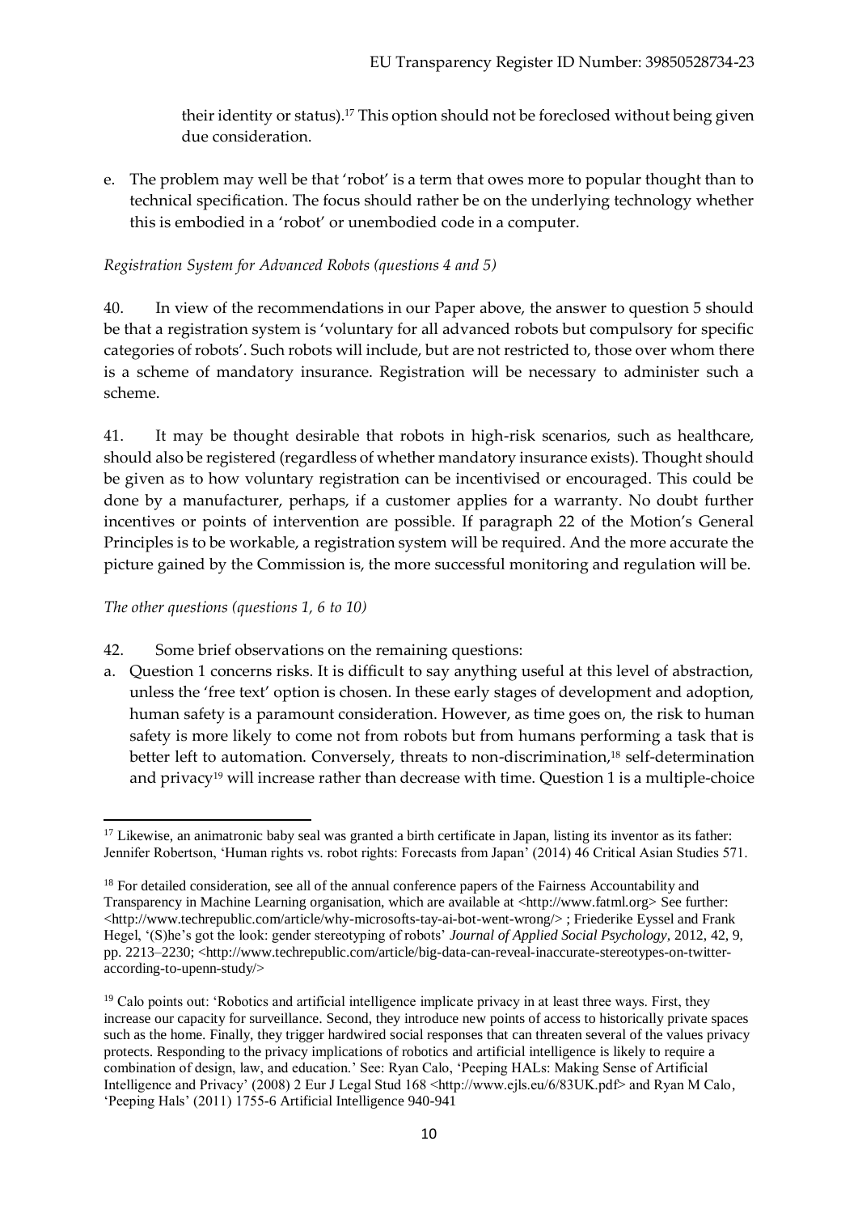their identity or status).[17] This option should not be foreclosed without being given due consideration.

e. The problem may well be that 'robot' is a term that owes more to popular thought than to technical specification. The focus should rather be on the underlying technology whether this is embodied in a 'robot' or unembodied code in a computer.

*Registration System for Advanced Robots (questions 4 and 5)*

40. In view of the recommendations in our Paper above, the answer to question 5 should be that a registration system is 'voluntary for all advanced robots but compulsory for specific categories of robots'. Such robots will include, but are not restricted to, those over whom there is a scheme of mandatory insurance. Registration will be necessary to administer such a scheme.

41. It may be thought desirable that robots in high-risk scenarios, such as healthcare, should also be registered (regardless of whether mandatory insurance exists). Thought should be given as to how voluntary registration can be incentivised or encouraged. This could be done by a manufacturer, perhaps, if a customer applies for a warranty. No doubt further incentives or points of intervention are possible. If paragraph 22 of the Motion's General Principles is to be workable, a registration system will be required. And the more accurate the picture gained by the Commission is, the more successful monitoring and regulation will be.

*The other questions (questions 1, 6 to 10)*

42. Some brief observations on the remaining questions:

a. Question 1 concerns risks. It is difficult to say anything useful at this level of abstraction, unless the 'free text' option is chosen. In these early stages of development and adoption, human safety is a paramount consideration. However, as time goes on, the risk to human safety is more likely to come not from robots but from humans performing a task that is better left to automation. Conversely, threats to non-discrimination,[18] self-determination and privacy[19] will increase rather than decrease with time. Question 1 is a multiple-choice

---

[17] Likewise, an animatronic baby seal was granted a birth certificate in Japan, listing its inventor as its father: Jennifer Robertson, 'Human rights vs. robot rights: Forecasts from Japan' (2014) 46 Critical Asian Studies 571.

[18] For detailed consideration, see all of the annual conference papers of the Fairness Accountability and Transparency in Machine Learning organisation, which are available at <http://www.fatml.org> See further: <http://www.techrepublic.com/article/why-microsofts-tay-ai-bot-went-wrong/> ; Friederike Eyssel and Frank Hegel, '(S)he's got the look: gender stereotyping of robots' *Journal of Applied Social Psychology*, 2012, 42, 9, pp. 2213–2230; <http://www.techrepublic.com/article/big-data-can-reveal-inaccurate-stereotypes-on-twitter-according-to-upenn-study/>

[19] Calo points out: 'Robotics and artificial intelligence implicate privacy in at least three ways. First, they increase our capacity for surveillance. Second, they introduce new points of access to historically private spaces such as the home. Finally, they trigger hardwired social responses that can threaten several of the values privacy protects. Responding to the privacy implications of robotics and artificial intelligence is likely to require a combination of design, law, and education.' See: Ryan Calo, 'Peeping HALs: Making Sense of Artificial Intelligence and Privacy' (2008) 2 Eur J Legal Stud 168 <http://www.ejls.eu/6/83UK.pdf> and Ryan M Calo, 'Peeping Hals' (2011) 1755-6 Artificial Intelligence 940-941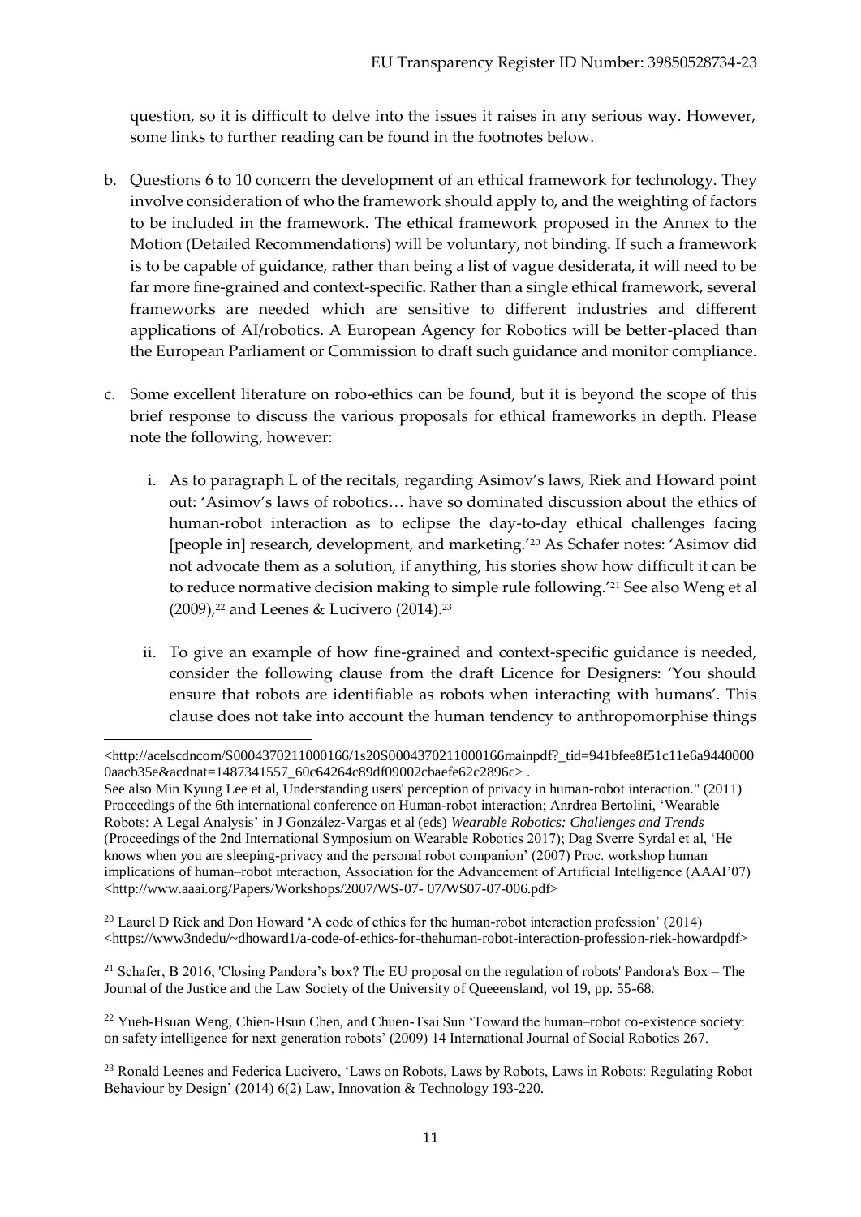question, so it is difficult to delve into the issues it raises in any serious way. However, some links to further reading can be found in the footnotes below.

b. Questions 6 to 10 concern the development of an ethical framework for technology. They involve consideration of who the framework should apply to, and the weighting of factors to be included in the framework. The ethical framework proposed in the Annex to the Motion (Detailed Recommendations) will be voluntary, not binding. If such a framework is to be capable of guidance, rather than being a list of vague desiderata, it will need to be far more fine-grained and context-specific. Rather than a single ethical framework, several frameworks are needed which are sensitive to different industries and different applications of AI/robotics. A European Agency for Robotics will be better-placed than the European Parliament or Commission to draft such guidance and monitor compliance.

c. Some excellent literature on robo-ethics can be found, but it is beyond the scope of this brief response to discuss the various proposals for ethical frameworks in depth. Please note the following, however:

   i. As to paragraph L of the recitals, regarding Asimov's laws, Riek and Howard point out: 'Asimov's laws of robotics… have so dominated discussion about the ethics of human-robot interaction as to eclipse the day-to-day ethical challenges facing [people in] research, development, and marketing.'[20] As Schafer notes: 'Asimov did not advocate them as a solution, if anything, his stories show how difficult it can be to reduce normative decision making to simple rule following.'[21] See also Weng et al (2009),[22] and Leenes & Lucivero (2014).[23]

   ii. To give an example of how fine-grained and context-specific guidance is needed, consider the following clause from the draft Licence for Designers: 'You should ensure that robots are identifiable as robots when interacting with humans'. This clause does not take into account the human tendency to anthropomorphise things

---

<http://acelscdncom/S0004370211000166/1s20S0004370211000166mainpdf?_tid=941bfee8f51c11e6a94400000aacb35e&acdnat=1487341557_60c64264c89df09002cbaefe62c2896c> .

See also Min Kyung Lee et al, Understanding users' perception of privacy in human-robot interaction." (2011) Proceedings of the 6th international conference on Human-robot interaction; Anrdrea Bertolini, 'Wearable Robots: A Legal Analysis' in J González-Vargas et al (eds) *Wearable Robotics: Challenges and Trends* (Proceedings of the 2nd International Symposium on Wearable Robotics 2017); Dag Sverre Syrdal et al, 'He knows when you are sleeping-privacy and the personal robot companion' (2007) Proc. workshop human implications of human–robot interaction, Association for the Advancement of Artificial Intelligence (AAAI'07) <http://www.aaai.org/Papers/Workshops/2007/WS-07- 07/WS07-07-006.pdf>

[20] Laurel D Riek and Don Howard 'A code of ethics for the human-robot interaction profession' (2014) <https://www3ndedu/~dhoward1/a-code-of-ethics-for-thehuman-robot-interaction-profession-riek-howardpdf>

[21] Schafer, B 2016, 'Closing Pandora's box? The EU proposal on the regulation of robots' Pandora's Box – The Journal of the Justice and the Law Society of the University of Queeensland, vol 19, pp. 55-68.

[22] Yueh-Hsuan Weng, Chien-Hsun Chen, and Chuen-Tsai Sun 'Toward the human–robot co-existence society: on safety intelligence for next generation robots' (2009) 14 International Journal of Social Robotics 267.

[23] Ronald Leenes and Federica Lucivero, 'Laws on Robots, Laws by Robots, Laws in Robots: Regulating Robot Behaviour by Design' (2014) 6(2) Law, Innovation & Technology 193-220.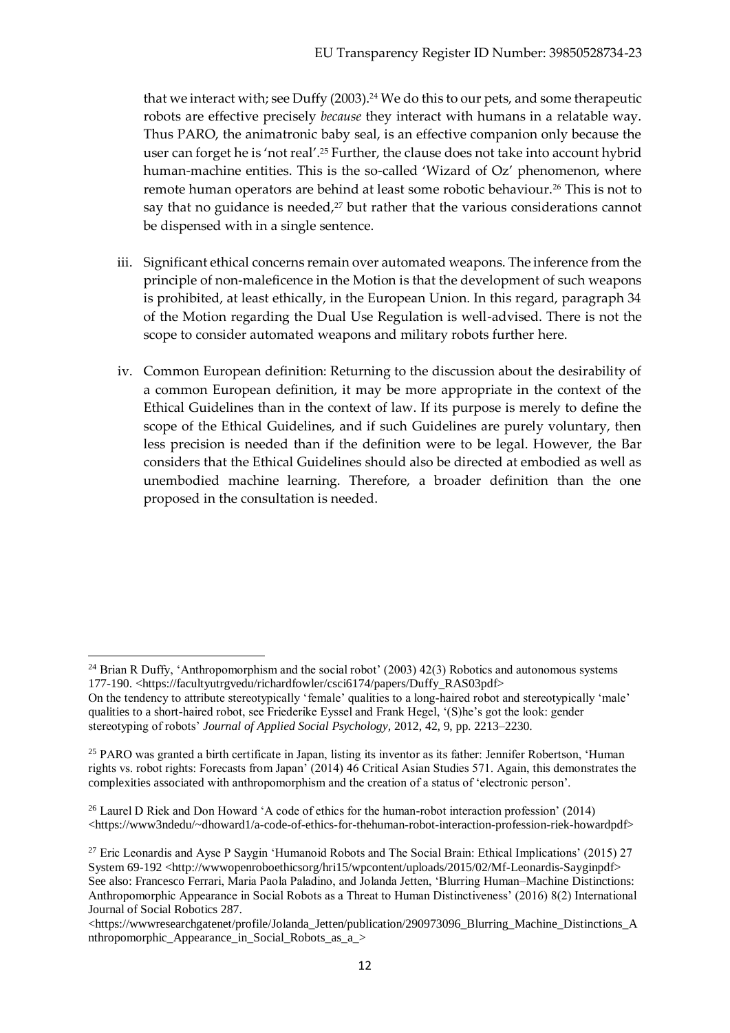that we interact with; see Duffy (2003).[24] We do this to our pets, and some therapeutic robots are effective precisely *because* they interact with humans in a relatable way. Thus PARO, the animatronic baby seal, is an effective companion only because the user can forget he is 'not real'.[25] Further, the clause does not take into account hybrid human-machine entities. This is the so-called 'Wizard of Oz' phenomenon, where remote human operators are behind at least some robotic behaviour.[26] This is not to say that no guidance is needed,[27] but rather that the various considerations cannot be dispensed with in a single sentence.

iii. Significant ethical concerns remain over automated weapons. The inference from the principle of non-maleficence in the Motion is that the development of such weapons is prohibited, at least ethically, in the European Union. In this regard, paragraph 34 of the Motion regarding the Dual Use Regulation is well-advised. There is not the scope to consider automated weapons and military robots further here.

iv. Common European definition: Returning to the discussion about the desirability of a common European definition, it may be more appropriate in the context of the Ethical Guidelines than in the context of law. If its purpose is merely to define the scope of the Ethical Guidelines, and if such Guidelines are purely voluntary, then less precision is needed than if the definition were to be legal. However, the Bar considers that the Ethical Guidelines should also be directed at embodied as well as unembodied machine learning. Therefore, a broader definition than the one proposed in the consultation is needed.

---

[24] Brian R Duffy, 'Anthropomorphism and the social robot' (2003) 42(3) Robotics and autonomous systems 177-190. <https://facultyutrgvedu/richardfowler/csci6174/papers/Duffy_RAS03pdf>
On the tendency to attribute stereotypically 'female' qualities to a long-haired robot and stereotypically 'male' qualities to a short-haired robot, see Friederike Eyssel and Frank Hegel, '(S)he's got the look: gender stereotyping of robots' *Journal of Applied Social Psychology*, 2012, 42, 9, pp. 2213–2230.

[25] PARO was granted a birth certificate in Japan, listing its inventor as its father: Jennifer Robertson, 'Human rights vs. robot rights: Forecasts from Japan' (2014) 46 Critical Asian Studies 571. Again, this demonstrates the complexities associated with anthropomorphism and the creation of a status of 'electronic person'.

[26] Laurel D Riek and Don Howard 'A code of ethics for the human-robot interaction profession' (2014) <https://www3ndedu/~dhoward1/a-code-of-ethics-for-thehuman-robot-interaction-profession-riek-howardpdf>

[27] Eric Leonardis and Ayse P Saygin 'Humanoid Robots and The Social Brain: Ethical Implications' (2015) 27 System 69-192 <http://wwwopenroboethicsorg/hri15/wpcontent/uploads/2015/02/Mf-Leonardis-Sayginpdf>
See also: Francesco Ferrari, Maria Paola Paladino, and Jolanda Jetten, 'Blurring Human–Machine Distinctions: Anthropomorphic Appearance in Social Robots as a Threat to Human Distinctiveness' (2016) 8(2) International Journal of Social Robotics 287.
<https://wwwresearchgatenet/profile/Jolanda_Jetten/publication/290973096_Blurring_Machine_Distinctions_Anthropomorphic_Appearance_in_Social_Robots_as_a_>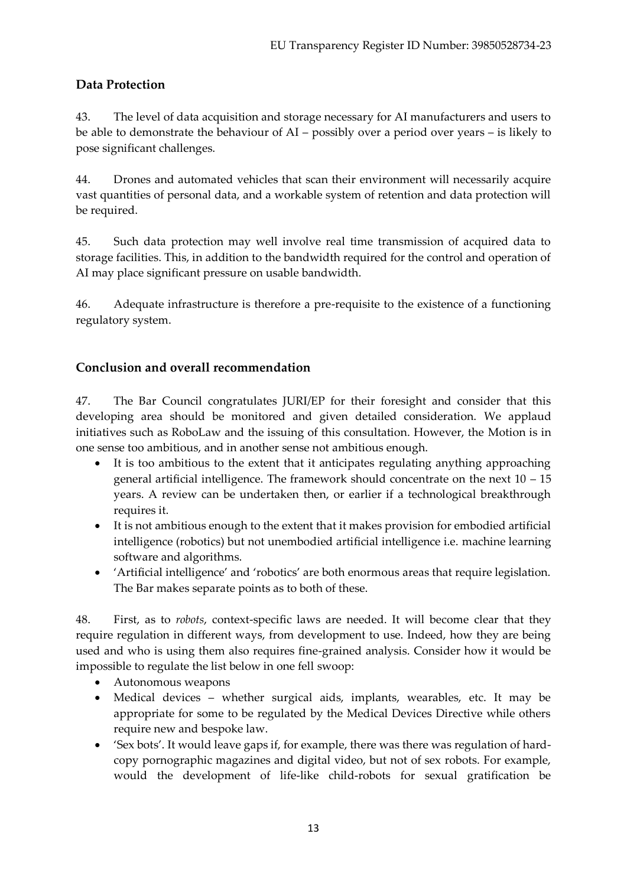EU Transparency Register ID Number: 39850528734-23

## Data Protection

43. The level of data acquisition and storage necessary for AI manufacturers and users to be able to demonstrate the behaviour of AI – possibly over a period over years – is likely to pose significant challenges.

44. Drones and automated vehicles that scan their environment will necessarily acquire vast quantities of personal data, and a workable system of retention and data protection will be required.

45. Such data protection may well involve real time transmission of acquired data to storage facilities. This, in addition to the bandwidth required for the control and operation of AI may place significant pressure on usable bandwidth.

46. Adequate infrastructure is therefore a pre-requisite to the existence of a functioning regulatory system.

## Conclusion and overall recommendation

47. The Bar Council congratulates JURI/EP for their foresight and consider that this developing area should be monitored and given detailed consideration. We applaud initiatives such as RoboLaw and the issuing of this consultation. However, the Motion is in one sense too ambitious, and in another sense not ambitious enough.

- It is too ambitious to the extent that it anticipates regulating anything approaching general artificial intelligence. The framework should concentrate on the next 10 – 15 years. A review can be undertaken then, or earlier if a technological breakthrough requires it.
- It is not ambitious enough to the extent that it makes provision for embodied artificial intelligence (robotics) but not unembodied artificial intelligence i.e. machine learning software and algorithms.
- 'Artificial intelligence' and 'robotics' are both enormous areas that require legislation. The Bar makes separate points as to both of these.

48. First, as to *robots*, context-specific laws are needed. It will become clear that they require regulation in different ways, from development to use. Indeed, how they are being used and who is using them also requires fine-grained analysis. Consider how it would be impossible to regulate the list below in one fell swoop:

- Autonomous weapons
- Medical devices – whether surgical aids, implants, wearables, etc. It may be appropriate for some to be regulated by the Medical Devices Directive while others require new and bespoke law.
- 'Sex bots'. It would leave gaps if, for example, there was there was regulation of hard-copy pornographic magazines and digital video, but not of sex robots. For example, would the development of life-like child-robots for sexual gratification be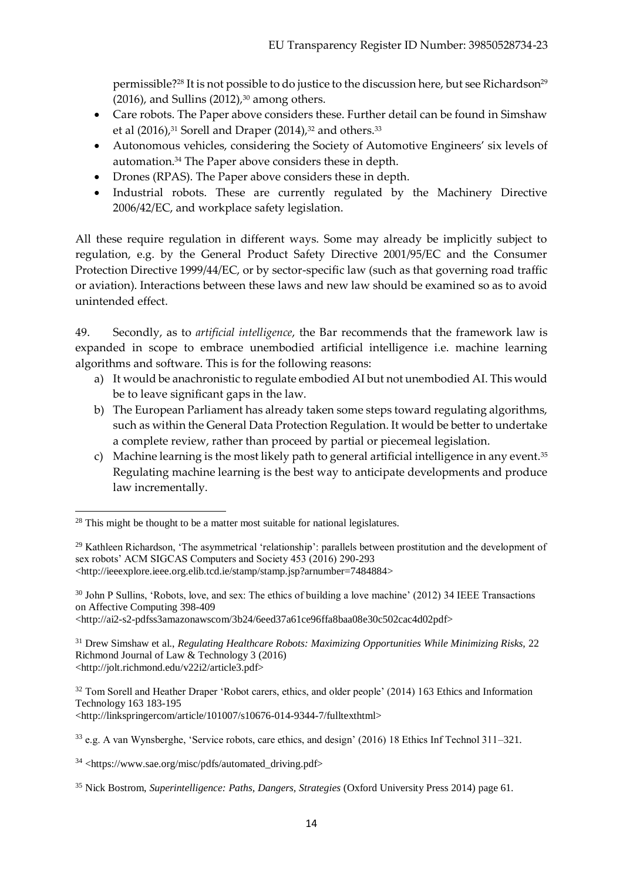permissible?[28] It is not possible to do justice to the discussion here, but see Richardson[29] (2016), and Sullins (2012),[30] among others.

- Care robots. The Paper above considers these. Further detail can be found in Simshaw et al (2016),[31] Sorell and Draper (2014),[32] and others.[33]
- Autonomous vehicles, considering the Society of Automotive Engineers' six levels of automation.[34] The Paper above considers these in depth.
- Drones (RPAS). The Paper above considers these in depth.
- Industrial robots. These are currently regulated by the Machinery Directive 2006/42/EC, and workplace safety legislation.

All these require regulation in different ways. Some may already be implicitly subject to regulation, e.g. by the General Product Safety Directive 2001/95/EC and the Consumer Protection Directive 1999/44/EC, or by sector-specific law (such as that governing road traffic or aviation). Interactions between these laws and new law should be examined so as to avoid unintended effect.

49. Secondly, as to *artificial intelligence*, the Bar recommends that the framework law is expanded in scope to embrace unembodied artificial intelligence i.e. machine learning algorithms and software. This is for the following reasons:

a) It would be anachronistic to regulate embodied AI but not unembodied AI. This would be to leave significant gaps in the law.
b) The European Parliament has already taken some steps toward regulating algorithms, such as within the General Data Protection Regulation. It would be better to undertake a complete review, rather than proceed by partial or piecemeal legislation.
c) Machine learning is the most likely path to general artificial intelligence in any event.[35] Regulating machine learning is the best way to anticipate developments and produce law incrementally.

---

[28] This might be thought to be a matter most suitable for national legislatures.

[29] Kathleen Richardson, 'The asymmetrical 'relationship': parallels between prostitution and the development of sex robots' ACM SIGCAS Computers and Society 453 (2016) 290-293 <http://ieeexplore.ieee.org.elib.tcd.ie/stamp/stamp.jsp?arnumber=7484884>

[30] John P Sullins, 'Robots, love, and sex: The ethics of building a love machine' (2012) 34 IEEE Transactions on Affective Computing 398-409 <http://ai2-s2-pdfss3amazonawscom/3b24/6eed37a61ce96ffa8baa08e30c502cac4d02pdf>

[31] Drew Simshaw et al., *Regulating Healthcare Robots: Maximizing Opportunities While Minimizing Risks*, 22 Richmond Journal of Law & Technology 3 (2016) <http://jolt.richmond.edu/v22i2/article3.pdf>

[32] Tom Sorell and Heather Draper 'Robot carers, ethics, and older people' (2014) 163 Ethics and Information Technology 163 183-195 <http://linkspringercom/article/101007/s10676-014-9344-7/fulltexthtml>

[33] e.g. A van Wynsberghe, 'Service robots, care ethics, and design' (2016) 18 Ethics Inf Technol 311–321.

[34] <https://www.sae.org/misc/pdfs/automated_driving.pdf>

[35] Nick Bostrom, *Superintelligence: Paths, Dangers, Strategies* (Oxford University Press 2014) page 61.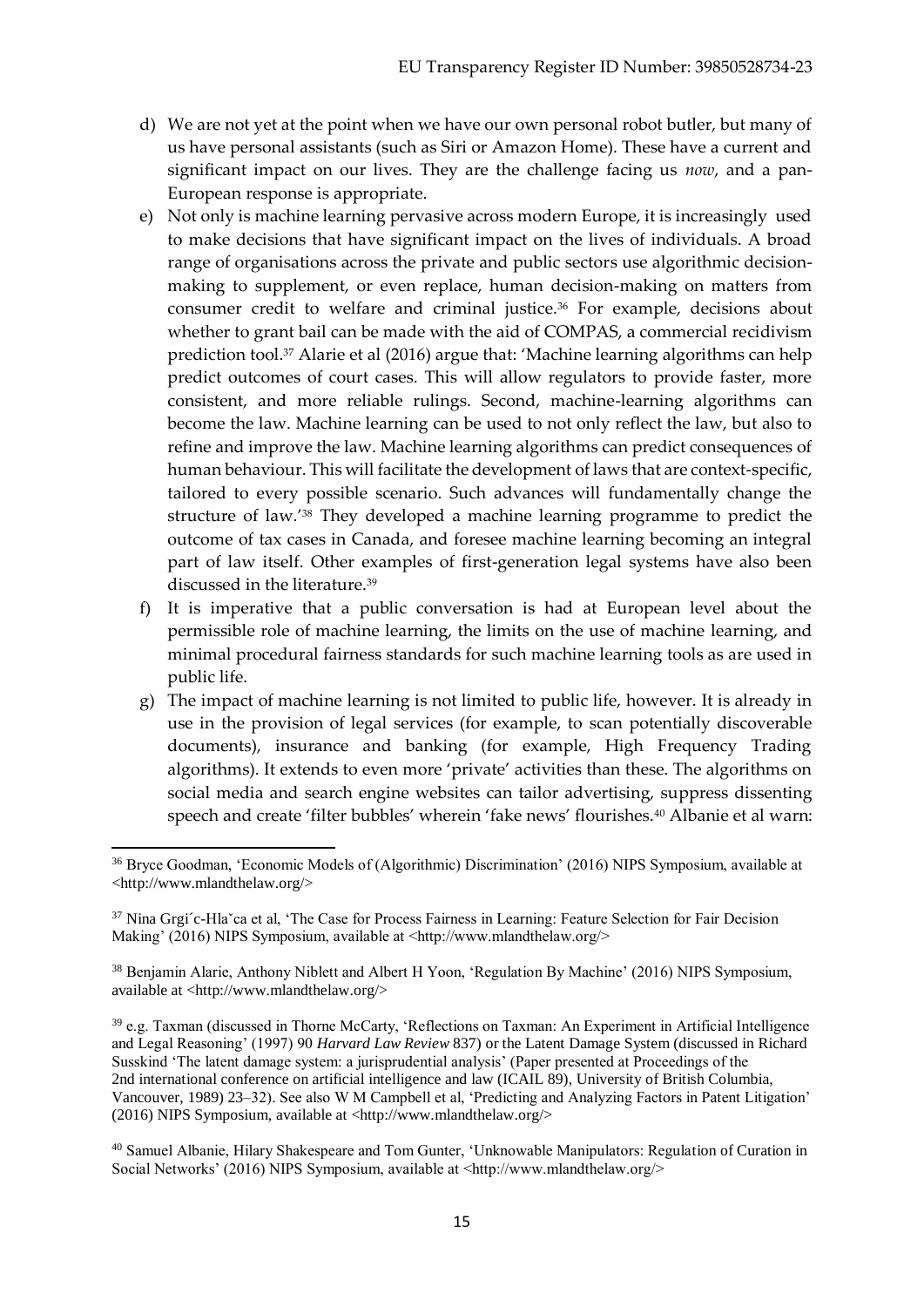d) We are not yet at the point when we have our own personal robot butler, but many of us have personal assistants (such as Siri or Amazon Home). These have a current and significant impact on our lives. They are the challenge facing us *now*, and a pan-European response is appropriate.

e) Not only is machine learning pervasive across modern Europe, it is increasingly used to make decisions that have significant impact on the lives of individuals. A broad range of organisations across the private and public sectors use algorithmic decision-making to supplement, or even replace, human decision-making on matters from consumer credit to welfare and criminal justice.[36] For example, decisions about whether to grant bail can be made with the aid of COMPAS, a commercial recidivism prediction tool.[37] Alarie et al (2016) argue that: 'Machine learning algorithms can help predict outcomes of court cases. This will allow regulators to provide faster, more consistent, and more reliable rulings. Second, machine-learning algorithms can become the law. Machine learning can be used to not only reflect the law, but also to refine and improve the law. Machine learning algorithms can predict consequences of human behaviour. This will facilitate the development of laws that are context-specific, tailored to every possible scenario. Such advances will fundamentally change the structure of law.'[38] They developed a machine learning programme to predict the outcome of tax cases in Canada, and foresee machine learning becoming an integral part of law itself. Other examples of first-generation legal systems have also been discussed in the literature.[39]

f) It is imperative that a public conversation is had at European level about the permissible role of machine learning, the limits on the use of machine learning, and minimal procedural fairness standards for such machine learning tools as are used in public life.

g) The impact of machine learning is not limited to public life, however. It is already in use in the provision of legal services (for example, to scan potentially discoverable documents), insurance and banking (for example, High Frequency Trading algorithms). It extends to even more 'private' activities than these. The algorithms on social media and search engine websites can tailor advertising, suppress dissenting speech and create 'filter bubbles' wherein 'fake news' flourishes.[40] Albanie et al warn:

---

[36] Bryce Goodman, 'Economic Models of (Algorithmic) Discrimination' (2016) NIPS Symposium, available at <http://www.mlandthelaw.org/>

[37] Nina Grgić-Hlača et al, 'The Case for Process Fairness in Learning: Feature Selection for Fair Decision Making' (2016) NIPS Symposium, available at <http://www.mlandthelaw.org/>

[38] Benjamin Alarie, Anthony Niblett and Albert H Yoon, 'Regulation By Machine' (2016) NIPS Symposium, available at <http://www.mlandthelaw.org/>

[39] e.g. Taxman (discussed in Thorne McCarty, 'Reflections on Taxman: An Experiment in Artificial Intelligence and Legal Reasoning' (1997) 90 *Harvard Law Review* 837) or the Latent Damage System (discussed in Richard Susskind 'The latent damage system: a jurisprudential analysis' (Paper presented at Proceedings of the 2nd international conference on artificial intelligence and law (ICAIL 89), University of British Columbia, Vancouver, 1989) 23–32). See also W M Campbell et al, 'Predicting and Analyzing Factors in Patent Litigation' (2016) NIPS Symposium, available at <http://www.mlandthelaw.org/>

[40] Samuel Albanie, Hilary Shakespeare and Tom Gunter, 'Unknowable Manipulators: Regulation of Curation in Social Networks' (2016) NIPS Symposium, available at <http://www.mlandthelaw.org/>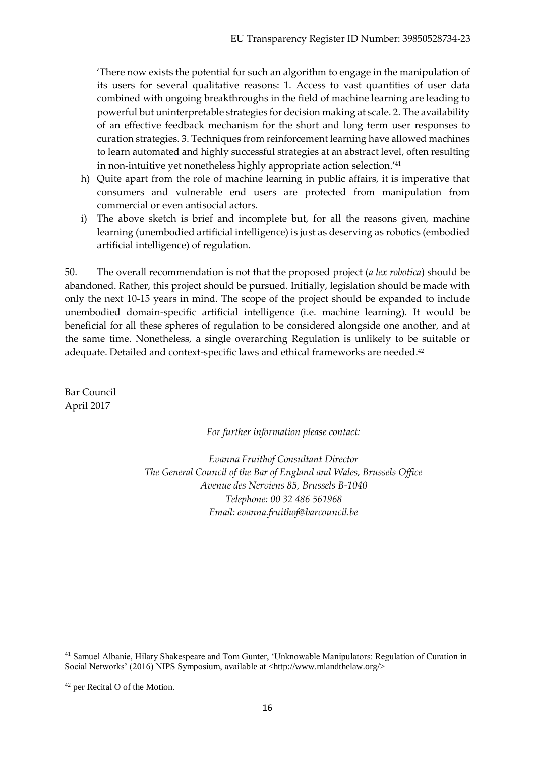'There now exists the potential for such an algorithm to engage in the manipulation of its users for several qualitative reasons: 1. Access to vast quantities of user data combined with ongoing breakthroughs in the field of machine learning are leading to powerful but uninterpretable strategies for decision making at scale. 2. The availability of an effective feedback mechanism for the short and long term user responses to curation strategies. 3. Techniques from reinforcement learning have allowed machines to learn automated and highly successful strategies at an abstract level, often resulting in non-intuitive yet nonetheless highly appropriate action selection.'[41]

h) Quite apart from the role of machine learning in public affairs, it is imperative that consumers and vulnerable end users are protected from manipulation from commercial or even antisocial actors.

i) The above sketch is brief and incomplete but, for all the reasons given, machine learning (unembodied artificial intelligence) is just as deserving as robotics (embodied artificial intelligence) of regulation.

50. The overall recommendation is not that the proposed project (*a lex robotica*) should be abandoned. Rather, this project should be pursued. Initially, legislation should be made with only the next 10-15 years in mind. The scope of the project should be expanded to include unembodied domain-specific artificial intelligence (i.e. machine learning). It would be beneficial for all these spheres of regulation to be considered alongside one another, and at the same time. Nonetheless, a single overarching Regulation is unlikely to be suitable or adequate. Detailed and context-specific laws and ethical frameworks are needed.[42]

Bar Council
April 2017

*For further information please contact:*

*Evanna Fruithof Consultant Director*
*The General Council of the Bar of England and Wales, Brussels Office*
*Avenue des Nerviens 85, Brussels B-1040*
*Telephone: 00 32 486 561968*
*Email: evanna.fruithof@barcouncil.be*

---

[41] Samuel Albanie, Hilary Shakespeare and Tom Gunter, 'Unknowable Manipulators: Regulation of Curation in Social Networks' (2016) NIPS Symposium, available at <http://www.mlandthelaw.org/>

[42] per Recital O of the Motion.